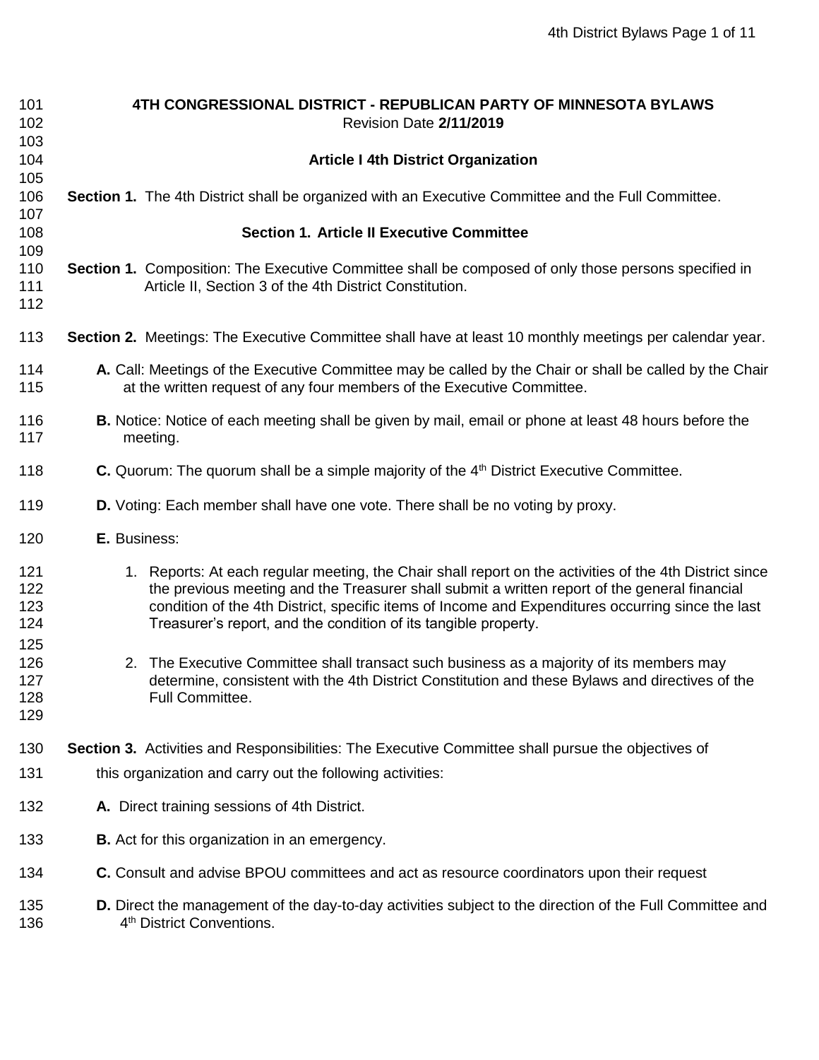# 4TH CONGRESSIONAL DISTRICT - REPUBLICAN PARTY OF MINNESOTA BYLAWS

Revision Date **2/11/2019**

## Article I 4th District Organization

**Section 1.** The 4th District shall be organized with an Executive Committee and the Full Committee.

## Section 1. Article II Executive Committee

**Section 1.** Composition: The Executive Committee shall be composed of only those persons specified in Article II, Section 3 of the 4th District Constitution.

**Section 2.** Meetings: The Executive Committee shall have at least 10 monthly meetings per calendar year.

**A.** Call: Meetings of the Executive Committee may be called by the Chair or shall be called by the Chair at the written request of any four members of the Executive Committee.

**B.** Notice: Notice of each meeting shall be given by mail, email or phone at least 48 hours before the meeting.

**C.** Quorum: The quorum shall be a simple majority of the 4th District Executive Committee.

**D.** Voting: Each member shall have one vote. There shall be no voting by proxy.

**E.** Business:

1. Reports: At each regular meeting, the Chair shall report on the activities of the 4th District since the previous meeting and the Treasurer shall submit a written report of the general financial condition of the 4th District, specific items of Income and Expenditures occurring since the last Treasurer's report, and the condition of its tangible property.

2. The Executive Committee shall transact such business as a majority of its members may determine, consistent with the 4th District Constitution and these Bylaws and directives of the Full Committee.

**Section 3.** Activities and Responsibilities: The Executive Committee shall pursue the objectives of this organization and carry out the following activities:

**A.** Direct training sessions of 4th District.

**B.** Act for this organization in an emergency.

**C.** Consult and advise BPOU committees and act as resource coordinators upon their request

**D.** Direct the management of the day-to-day activities subject to the direction of the Full Committee and 4th District Conventions.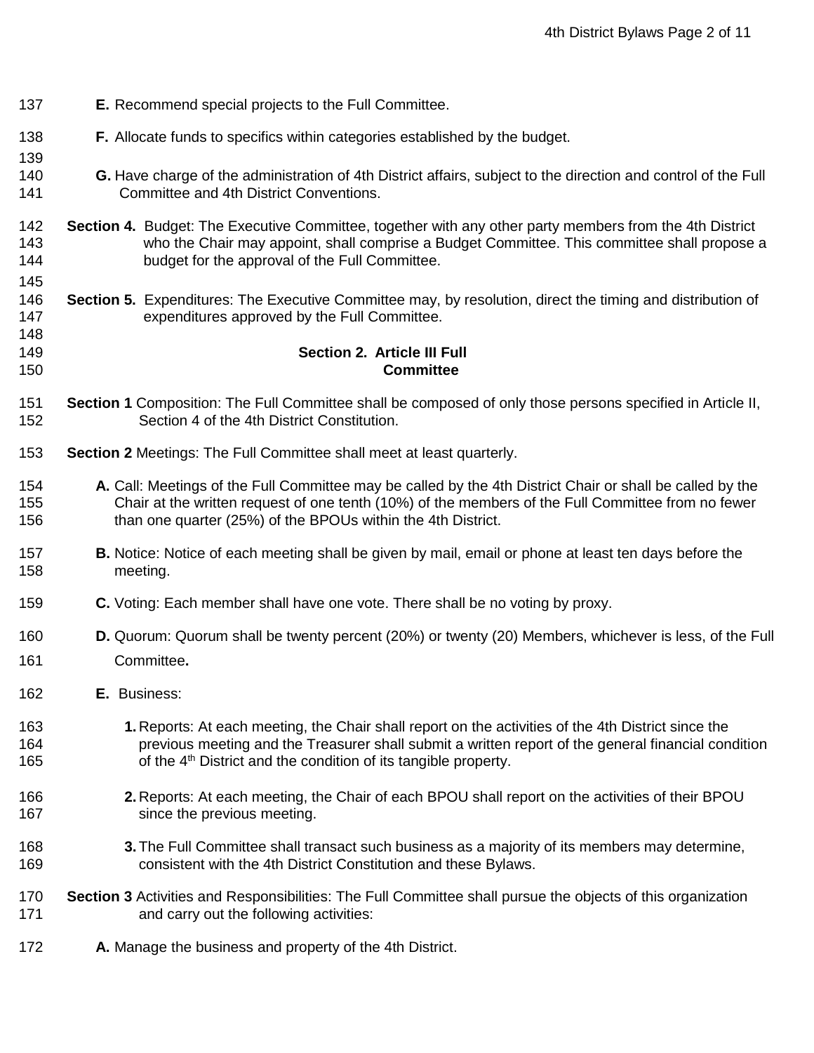**E.** Recommend special projects to the Full Committee.

**F.** Allocate funds to specifics within categories established by the budget.

**G.** Have charge of the administration of 4th District affairs, subject to the direction and control of the Full Committee and 4th District Conventions.

**Section 4.** Budget: The Executive Committee, together with any other party members from the 4th District who the Chair may appoint, shall comprise a Budget Committee. This committee shall propose a budget for the approval of the Full Committee.

**Section 5.** Expenditures: The Executive Committee may, by resolution, direct the timing and distribution of expenditures approved by the Full Committee.

## Section 2. Article III Full Committee

**Section 1** Composition: The Full Committee shall be composed of only those persons specified in Article II, Section 4 of the 4th District Constitution.

**Section 2** Meetings: The Full Committee shall meet at least quarterly.

**A.** Call: Meetings of the Full Committee may be called by the 4th District Chair or shall be called by the Chair at the written request of one tenth (10%) of the members of the Full Committee from no fewer than one quarter (25%) of the BPOUs within the 4th District.

**B.** Notice: Notice of each meeting shall be given by mail, email or phone at least ten days before the meeting.

**C.** Voting: Each member shall have one vote. There shall be no voting by proxy.

**D.** Quorum: Quorum shall be twenty percent (20%) or twenty (20) Members, whichever is less, of the Full Committee**.**

**E.** Business:

1. Reports: At each meeting, the Chair shall report on the activities of the 4th District since the previous meeting and the Treasurer shall submit a written report of the general financial condition of the 4th District and the condition of its tangible property.

2. Reports: At each meeting, the Chair of each BPOU shall report on the activities of their BPOU since the previous meeting.

3. The Full Committee shall transact such business as a majority of its members may determine, consistent with the 4th District Constitution and these Bylaws.

**Section 3** Activities and Responsibilities: The Full Committee shall pursue the objects of this organization and carry out the following activities:

**A.** Manage the business and property of the 4th District.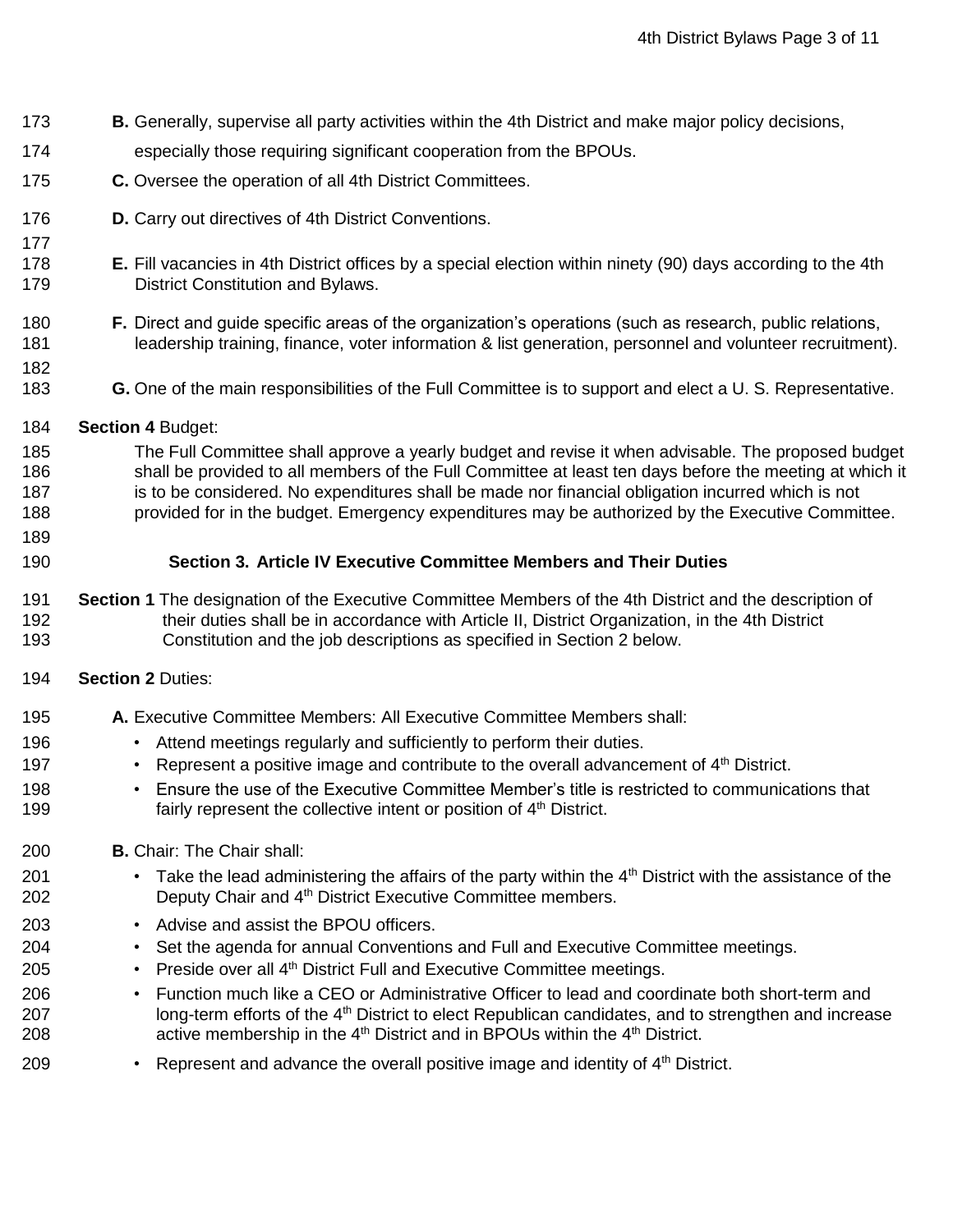**B.** Generally, supervise all party activities within the 4th District and make major policy decisions, especially those requiring significant cooperation from the BPOUs.

**C.** Oversee the operation of all 4th District Committees.

**D.** Carry out directives of 4th District Conventions.

**E.** Fill vacancies in 4th District offices by a special election within ninety (90) days according to the 4th District Constitution and Bylaws.

**F.** Direct and guide specific areas of the organization's operations (such as research, public relations, leadership training, finance, voter information & list generation, personnel and volunteer recruitment).

**G.** One of the main responsibilities of the Full Committee is to support and elect a U. S. Representative.

**Section 4** Budget:

The Full Committee shall approve a yearly budget and revise it when advisable. The proposed budget shall be provided to all members of the Full Committee at least ten days before the meeting at which it is to be considered. No expenditures shall be made nor financial obligation incurred which is not provided for in the budget. Emergency expenditures may be authorized by the Executive Committee.

## Section 3. Article IV Executive Committee Members and Their Duties

**Section 1** The designation of the Executive Committee Members of the 4th District and the description of their duties shall be in accordance with Article II, District Organization, in the 4th District Constitution and the job descriptions as specified in Section 2 below.

**Section 2** Duties:

**A.** Executive Committee Members: All Executive Committee Members shall:

- Attend meetings regularly and sufficiently to perform their duties.
- Represent a positive image and contribute to the overall advancement of 4th District.
- Ensure the use of the Executive Committee Member's title is restricted to communications that fairly represent the collective intent or position of 4th District.

**B.** Chair: The Chair shall:

- Take the lead administering the affairs of the party within the 4th District with the assistance of the Deputy Chair and 4th District Executive Committee members.
- Advise and assist the BPOU officers.
- Set the agenda for annual Conventions and Full and Executive Committee meetings.
- Preside over all 4th District Full and Executive Committee meetings.
- Function much like a CEO or Administrative Officer to lead and coordinate both short-term and long-term efforts of the 4th District to elect Republican candidates, and to strengthen and increase active membership in the 4th District and in BPOUs within the 4th District.
- Represent and advance the overall positive image and identity of 4th District.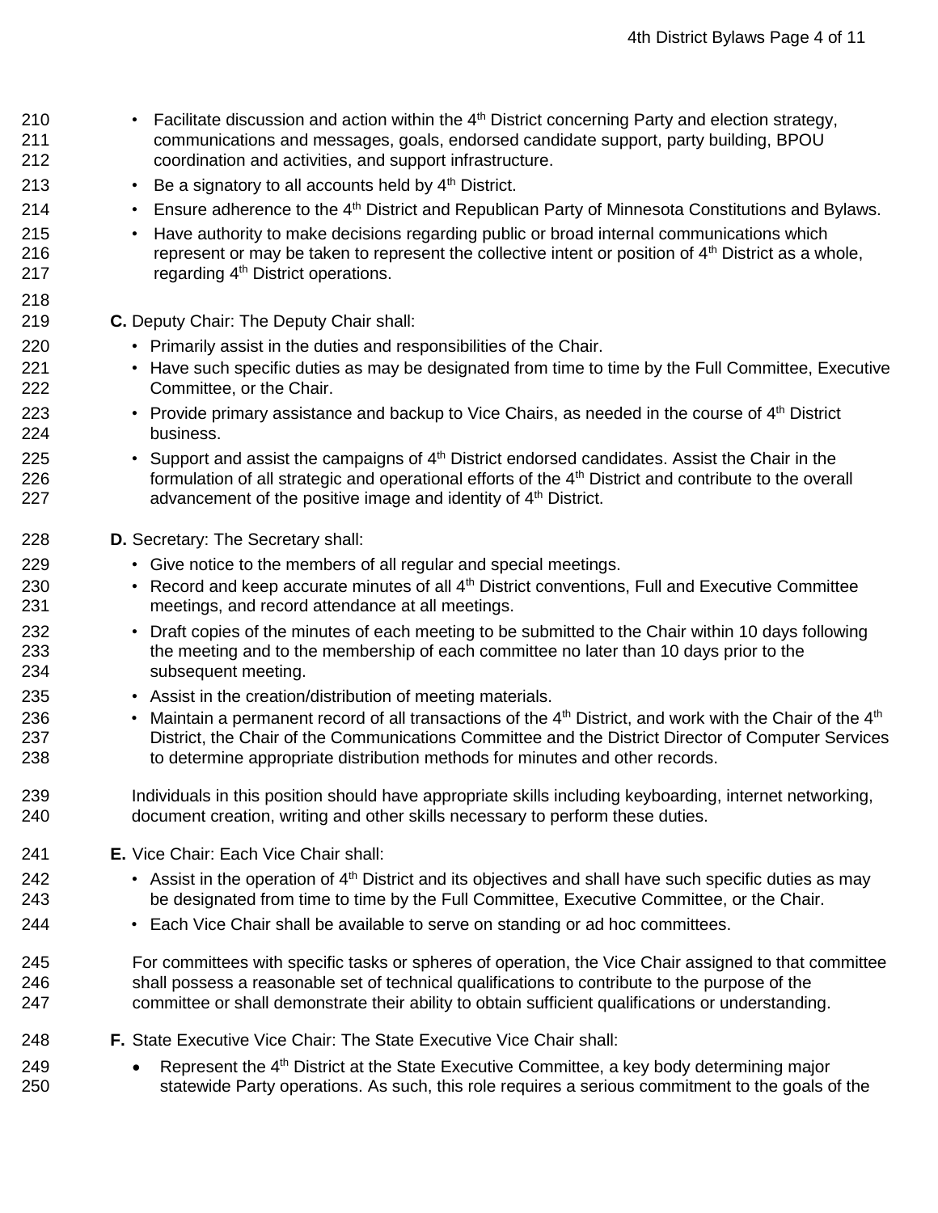- Facilitate discussion and action within the 4th District concerning Party and election strategy, communications and messages, goals, endorsed candidate support, party building, BPOU coordination and activities, and support infrastructure.
- Be a signatory to all accounts held by 4th District.
- Ensure adherence to the 4th District and Republican Party of Minnesota Constitutions and Bylaws.
- Have authority to make decisions regarding public or broad internal communications which represent or may be taken to represent the collective intent or position of 4th District as a whole, regarding 4th District operations.

**C.** Deputy Chair: The Deputy Chair shall:

- Primarily assist in the duties and responsibilities of the Chair.
- Have such specific duties as may be designated from time to time by the Full Committee, Executive Committee, or the Chair.
- Provide primary assistance and backup to Vice Chairs, as needed in the course of 4th District business.
- Support and assist the campaigns of 4th District endorsed candidates. Assist the Chair in the formulation of all strategic and operational efforts of the 4th District and contribute to the overall advancement of the positive image and identity of 4th District.

**D.** Secretary: The Secretary shall:

- Give notice to the members of all regular and special meetings.
- Record and keep accurate minutes of all 4th District conventions, Full and Executive Committee meetings, and record attendance at all meetings.
- Draft copies of the minutes of each meeting to be submitted to the Chair within 10 days following the meeting and to the membership of each committee no later than 10 days prior to the subsequent meeting.
- Assist in the creation/distribution of meeting materials.
- Maintain a permanent record of all transactions of the 4th District, and work with the Chair of the 4th District, the Chair of the Communications Committee and the District Director of Computer Services to determine appropriate distribution methods for minutes and other records.

Individuals in this position should have appropriate skills including keyboarding, internet networking, document creation, writing and other skills necessary to perform these duties.

**E.** Vice Chair: Each Vice Chair shall:

- Assist in the operation of 4th District and its objectives and shall have such specific duties as may be designated from time to time by the Full Committee, Executive Committee, or the Chair.
- Each Vice Chair shall be available to serve on standing or ad hoc committees.

For committees with specific tasks or spheres of operation, the Vice Chair assigned to that committee shall possess a reasonable set of technical qualifications to contribute to the purpose of the committee or shall demonstrate their ability to obtain sufficient qualifications or understanding.

**F.** State Executive Vice Chair: The State Executive Vice Chair shall:

- Represent the 4th District at the State Executive Committee, a key body determining major statewide Party operations. As such, this role requires a serious commitment to the goals of the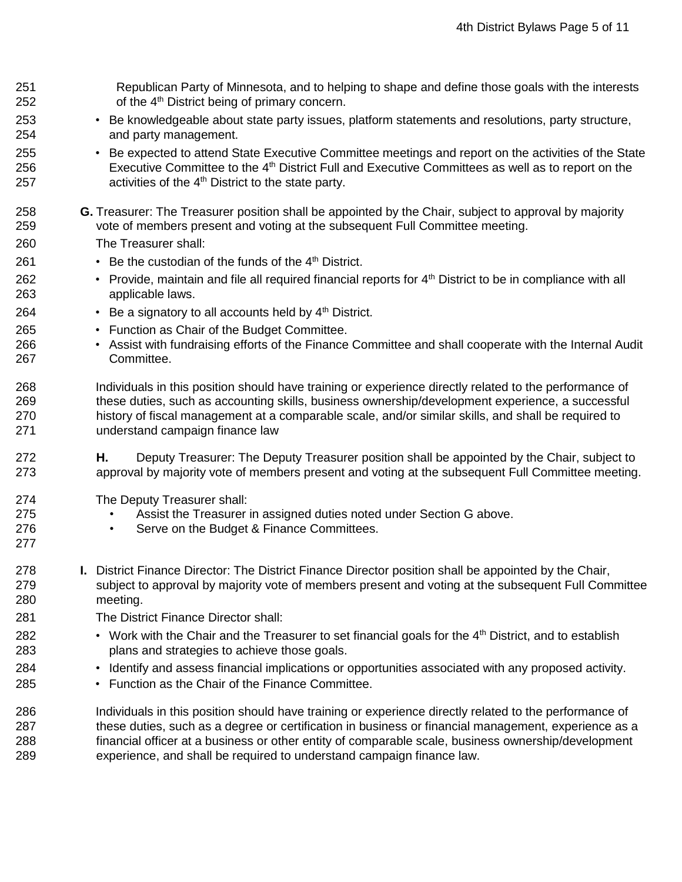Republican Party of Minnesota, and to helping to shape and define those goals with the interests of the 4th District being of primary concern.

- Be knowledgeable about state party issues, platform statements and resolutions, party structure, and party management.
- Be expected to attend State Executive Committee meetings and report on the activities of the State Executive Committee to the 4th District Full and Executive Committees as well as to report on the activities of the 4th District to the state party.

**G.** Treasurer: The Treasurer position shall be appointed by the Chair, subject to approval by majority vote of members present and voting at the subsequent Full Committee meeting.

The Treasurer shall:

- Be the custodian of the funds of the 4th District.
- Provide, maintain and file all required financial reports for 4th District to be in compliance with all applicable laws.
- Be a signatory to all accounts held by 4th District.
- Function as Chair of the Budget Committee.
- Assist with fundraising efforts of the Finance Committee and shall cooperate with the Internal Audit Committee.

Individuals in this position should have training or experience directly related to the performance of these duties, such as accounting skills, business ownership/development experience, a successful history of fiscal management at a comparable scale, and/or similar skills, and shall be required to understand campaign finance law

**H.** Deputy Treasurer: The Deputy Treasurer position shall be appointed by the Chair, subject to approval by majority vote of members present and voting at the subsequent Full Committee meeting.

The Deputy Treasurer shall:

- Assist the Treasurer in assigned duties noted under Section G above.
- Serve on the Budget & Finance Committees.

**I.** District Finance Director: The District Finance Director position shall be appointed by the Chair, subject to approval by majority vote of members present and voting at the subsequent Full Committee meeting.

The District Finance Director shall:

- Work with the Chair and the Treasurer to set financial goals for the 4th District, and to establish plans and strategies to achieve those goals.
- Identify and assess financial implications or opportunities associated with any proposed activity.
- Function as the Chair of the Finance Committee.

Individuals in this position should have training or experience directly related to the performance of these duties, such as a degree or certification in business or financial management, experience as a financial officer at a business or other entity of comparable scale, business ownership/development experience, and shall be required to understand campaign finance law.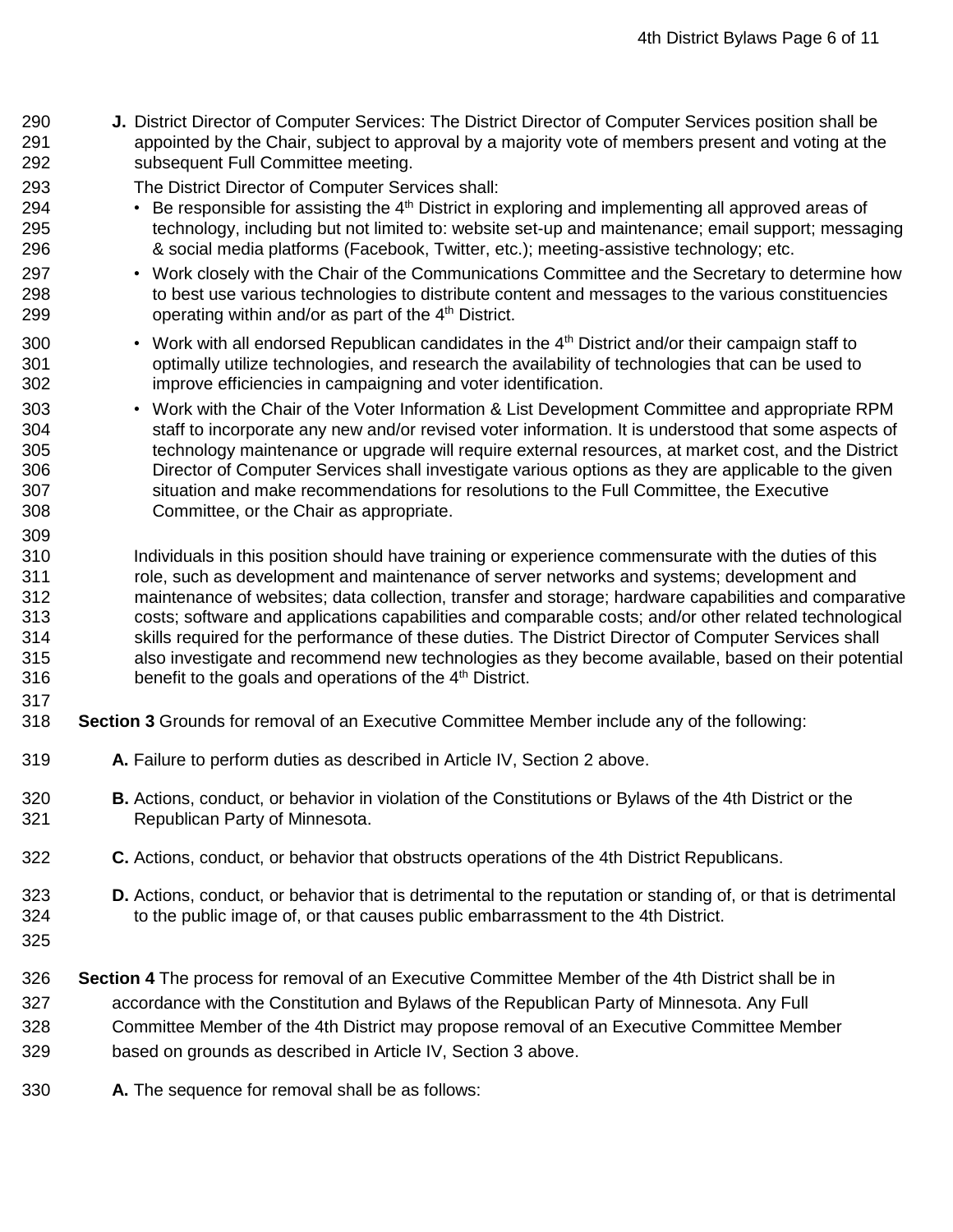**J.** District Director of Computer Services: The District Director of Computer Services position shall be appointed by the Chair, subject to approval by a majority vote of members present and voting at the subsequent Full Committee meeting.

The District Director of Computer Services shall:

- Be responsible for assisting the 4th District in exploring and implementing all approved areas of technology, including but not limited to: website set-up and maintenance; email support; messaging & social media platforms (Facebook, Twitter, etc.); meeting-assistive technology; etc.
- Work closely with the Chair of the Communications Committee and the Secretary to determine how to best use various technologies to distribute content and messages to the various constituencies operating within and/or as part of the 4th District.
- Work with all endorsed Republican candidates in the 4th District and/or their campaign staff to optimally utilize technologies, and research the availability of technologies that can be used to improve efficiencies in campaigning and voter identification.
- Work with the Chair of the Voter Information & List Development Committee and appropriate RPM staff to incorporate any new and/or revised voter information. It is understood that some aspects of technology maintenance or upgrade will require external resources, at market cost, and the District Director of Computer Services shall investigate various options as they are applicable to the given situation and make recommendations for resolutions to the Full Committee, the Executive Committee, or the Chair as appropriate.

Individuals in this position should have training or experience commensurate with the duties of this role, such as development and maintenance of server networks and systems; development and maintenance of websites; data collection, transfer and storage; hardware capabilities and comparative costs; software and applications capabilities and comparable costs; and/or other related technological skills required for the performance of these duties. The District Director of Computer Services shall also investigate and recommend new technologies as they become available, based on their potential benefit to the goals and operations of the 4th District.

**Section 3** Grounds for removal of an Executive Committee Member include any of the following:

**A.** Failure to perform duties as described in Article IV, Section 2 above.

**B.** Actions, conduct, or behavior in violation of the Constitutions or Bylaws of the 4th District or the Republican Party of Minnesota.

**C.** Actions, conduct, or behavior that obstructs operations of the 4th District Republicans.

**D.** Actions, conduct, or behavior that is detrimental to the reputation or standing of, or that is detrimental to the public image of, or that causes public embarrassment to the 4th District.

**Section 4** The process for removal of an Executive Committee Member of the 4th District shall be in accordance with the Constitution and Bylaws of the Republican Party of Minnesota. Any Full Committee Member of the 4th District may propose removal of an Executive Committee Member based on grounds as described in Article IV, Section 3 above.

**A.** The sequence for removal shall be as follows: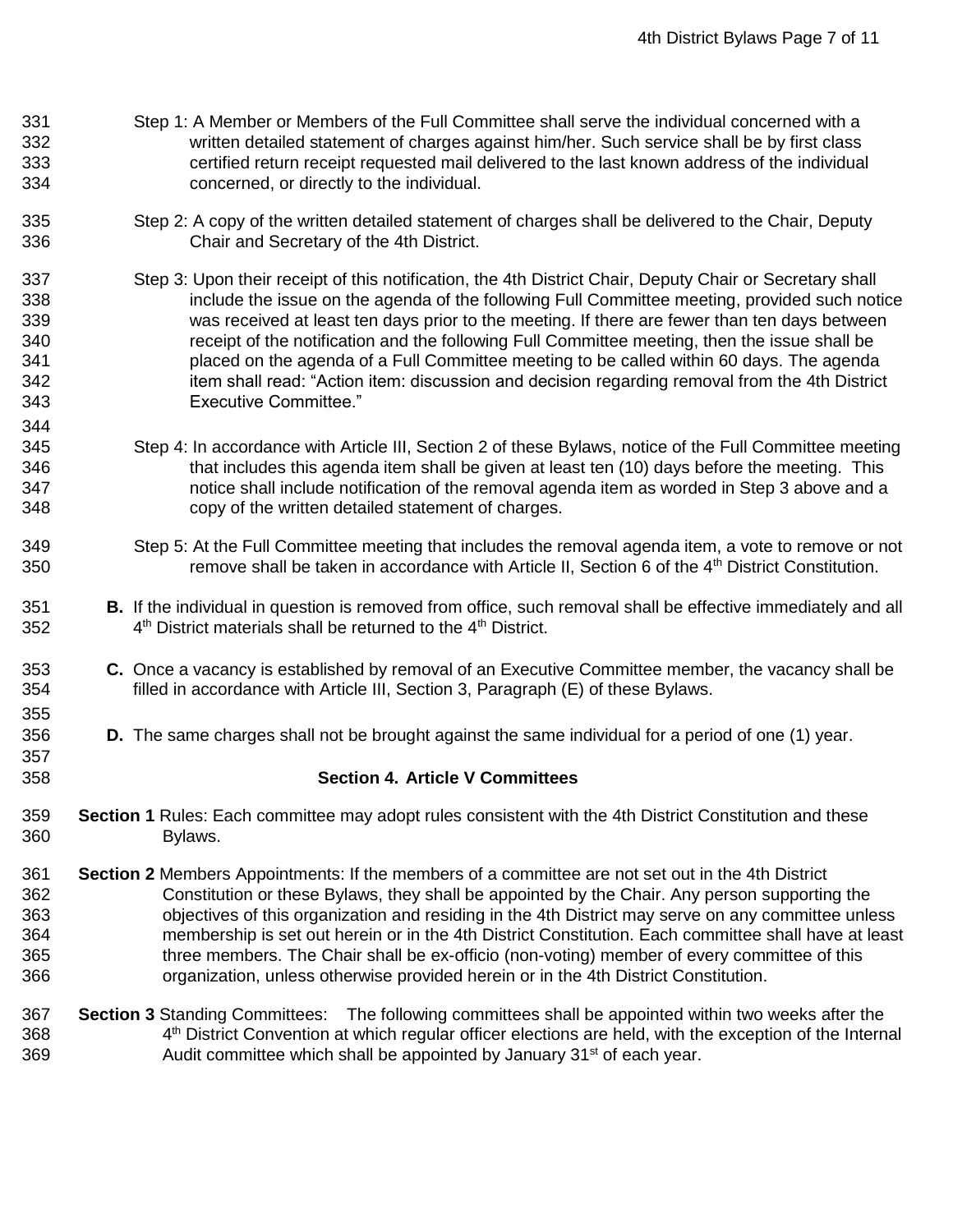Step 1: A Member or Members of the Full Committee shall serve the individual concerned with a written detailed statement of charges against him/her. Such service shall be by first class certified return receipt requested mail delivered to the last known address of the individual concerned, or directly to the individual.

Step 2: A copy of the written detailed statement of charges shall be delivered to the Chair, Deputy Chair and Secretary of the 4th District.

Step 3: Upon their receipt of this notification, the 4th District Chair, Deputy Chair or Secretary shall include the issue on the agenda of the following Full Committee meeting, provided such notice was received at least ten days prior to the meeting. If there are fewer than ten days between receipt of the notification and the following Full Committee meeting, then the issue shall be placed on the agenda of a Full Committee meeting to be called within 60 days. The agenda item shall read: "Action item: discussion and decision regarding removal from the 4th District Executive Committee."

Step 4: In accordance with Article III, Section 2 of these Bylaws, notice of the Full Committee meeting that includes this agenda item shall be given at least ten (10) days before the meeting. This notice shall include notification of the removal agenda item as worded in Step 3 above and a copy of the written detailed statement of charges.

Step 5: At the Full Committee meeting that includes the removal agenda item, a vote to remove or not remove shall be taken in accordance with Article II, Section 6 of the 4th District Constitution.

**B.** If the individual in question is removed from office, such removal shall be effective immediately and all 4th District materials shall be returned to the 4th District.

**C.** Once a vacancy is established by removal of an Executive Committee member, the vacancy shall be filled in accordance with Article III, Section 3, Paragraph (E) of these Bylaws.

**D.** The same charges shall not be brought against the same individual for a period of one (1) year.

## Section 4. Article V Committees

**Section 1** Rules: Each committee may adopt rules consistent with the 4th District Constitution and these Bylaws.

**Section 2** Members Appointments: If the members of a committee are not set out in the 4th District Constitution or these Bylaws, they shall be appointed by the Chair. Any person supporting the objectives of this organization and residing in the 4th District may serve on any committee unless membership is set out herein or in the 4th District Constitution. Each committee shall have at least three members. The Chair shall be ex-officio (non-voting) member of every committee of this organization, unless otherwise provided herein or in the 4th District Constitution.

**Section 3** Standing Committees: The following committees shall be appointed within two weeks after the 4th District Convention at which regular officer elections are held, with the exception of the Internal Audit committee which shall be appointed by January 31st of each year.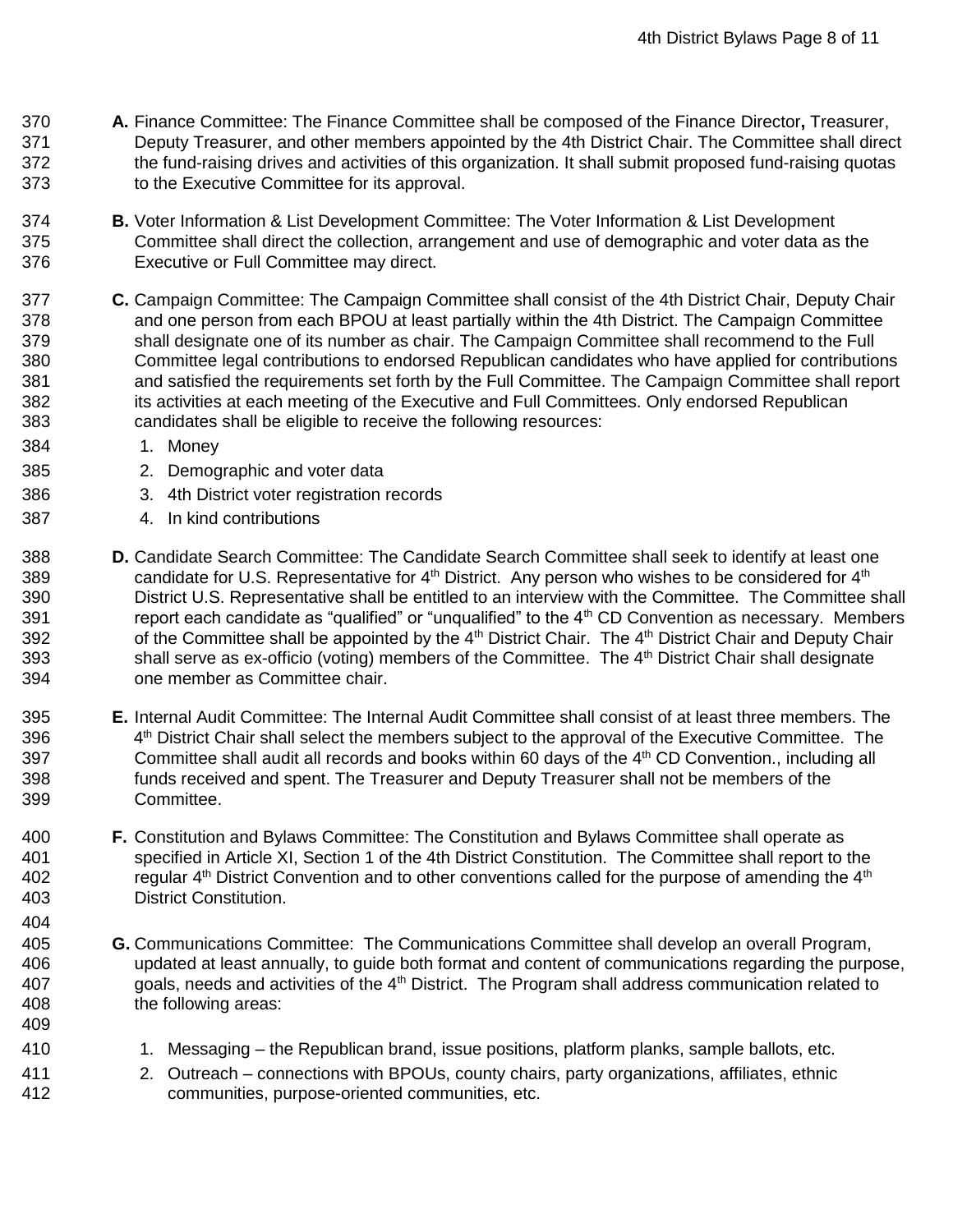**A.** Finance Committee: The Finance Committee shall be composed of the Finance Director**,** Treasurer, Deputy Treasurer, and other members appointed by the 4th District Chair. The Committee shall direct the fund-raising drives and activities of this organization. It shall submit proposed fund-raising quotas to the Executive Committee for its approval.

**B.** Voter Information & List Development Committee: The Voter Information & List Development Committee shall direct the collection, arrangement and use of demographic and voter data as the Executive or Full Committee may direct.

**C.** Campaign Committee: The Campaign Committee shall consist of the 4th District Chair, Deputy Chair and one person from each BPOU at least partially within the 4th District. The Campaign Committee shall designate one of its number as chair. The Campaign Committee shall recommend to the Full Committee legal contributions to endorsed Republican candidates who have applied for contributions and satisfied the requirements set forth by the Full Committee. The Campaign Committee shall report its activities at each meeting of the Executive and Full Committees. Only endorsed Republican candidates shall be eligible to receive the following resources:

1. Money
2. Demographic and voter data
3. 4th District voter registration records
4. In kind contributions

**D.** Candidate Search Committee: The Candidate Search Committee shall seek to identify at least one candidate for U.S. Representative for 4th District. Any person who wishes to be considered for 4th District U.S. Representative shall be entitled to an interview with the Committee. The Committee shall report each candidate as "qualified" or "unqualified" to the 4th CD Convention as necessary. Members of the Committee shall be appointed by the 4th District Chair. The 4th District Chair and Deputy Chair shall serve as ex-officio (voting) members of the Committee. The 4th District Chair shall designate one member as Committee chair.

**E.** Internal Audit Committee: The Internal Audit Committee shall consist of at least three members. The 4th District Chair shall select the members subject to the approval of the Executive Committee. The Committee shall audit all records and books within 60 days of the 4th CD Convention., including all funds received and spent. The Treasurer and Deputy Treasurer shall not be members of the Committee.

**F.** Constitution and Bylaws Committee: The Constitution and Bylaws Committee shall operate as specified in Article XI, Section 1 of the 4th District Constitution. The Committee shall report to the regular 4th District Convention and to other conventions called for the purpose of amending the 4th District Constitution.

**G.** Communications Committee: The Communications Committee shall develop an overall Program, updated at least annually, to guide both format and content of communications regarding the purpose, goals, needs and activities of the 4th District. The Program shall address communication related to the following areas:

1. Messaging – the Republican brand, issue positions, platform planks, sample ballots, etc.
2. Outreach – connections with BPOUs, county chairs, party organizations, affiliates, ethnic communities, purpose-oriented communities, etc.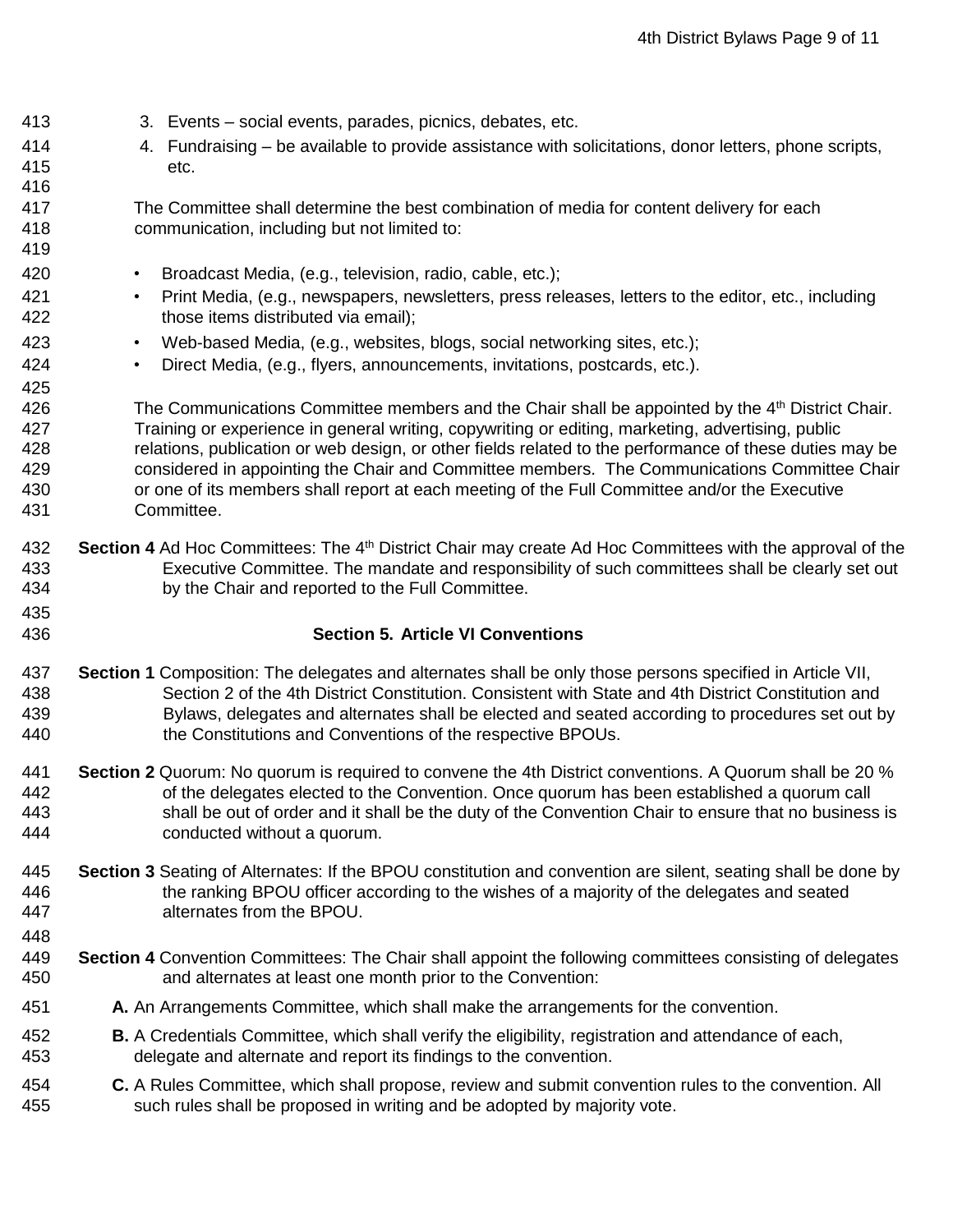3. Events – social events, parades, picnics, debates, etc.
4. Fundraising – be available to provide assistance with solicitations, donor letters, phone scripts, etc.

The Committee shall determine the best combination of media for content delivery for each communication, including but not limited to:

- Broadcast Media, (e.g., television, radio, cable, etc.);
- Print Media, (e.g., newspapers, newsletters, press releases, letters to the editor, etc., including those items distributed via email);
- Web-based Media, (e.g., websites, blogs, social networking sites, etc.);
- Direct Media, (e.g., flyers, announcements, invitations, postcards, etc.).

The Communications Committee members and the Chair shall be appointed by the 4th District Chair. Training or experience in general writing, copywriting or editing, marketing, advertising, public relations, publication or web design, or other fields related to the performance of these duties may be considered in appointing the Chair and Committee members. The Communications Committee Chair or one of its members shall report at each meeting of the Full Committee and/or the Executive Committee.

**Section 4** Ad Hoc Committees: The 4th District Chair may create Ad Hoc Committees with the approval of the Executive Committee. The mandate and responsibility of such committees shall be clearly set out by the Chair and reported to the Full Committee.

## Section 5. Article VI Conventions

**Section 1** Composition: The delegates and alternates shall be only those persons specified in Article VII, Section 2 of the 4th District Constitution. Consistent with State and 4th District Constitution and Bylaws, delegates and alternates shall be elected and seated according to procedures set out by the Constitutions and Conventions of the respective BPOUs.

**Section 2** Quorum: No quorum is required to convene the 4th District conventions. A Quorum shall be 20 % of the delegates elected to the Convention. Once quorum has been established a quorum call shall be out of order and it shall be the duty of the Convention Chair to ensure that no business is conducted without a quorum.

**Section 3** Seating of Alternates: If the BPOU constitution and convention are silent, seating shall be done by the ranking BPOU officer according to the wishes of a majority of the delegates and seated alternates from the BPOU.

**Section 4** Convention Committees: The Chair shall appoint the following committees consisting of delegates and alternates at least one month prior to the Convention:

**A.** An Arrangements Committee, which shall make the arrangements for the convention.

**B.** A Credentials Committee, which shall verify the eligibility, registration and attendance of each, delegate and alternate and report its findings to the convention.

**C.** A Rules Committee, which shall propose, review and submit convention rules to the convention. All such rules shall be proposed in writing and be adopted by majority vote.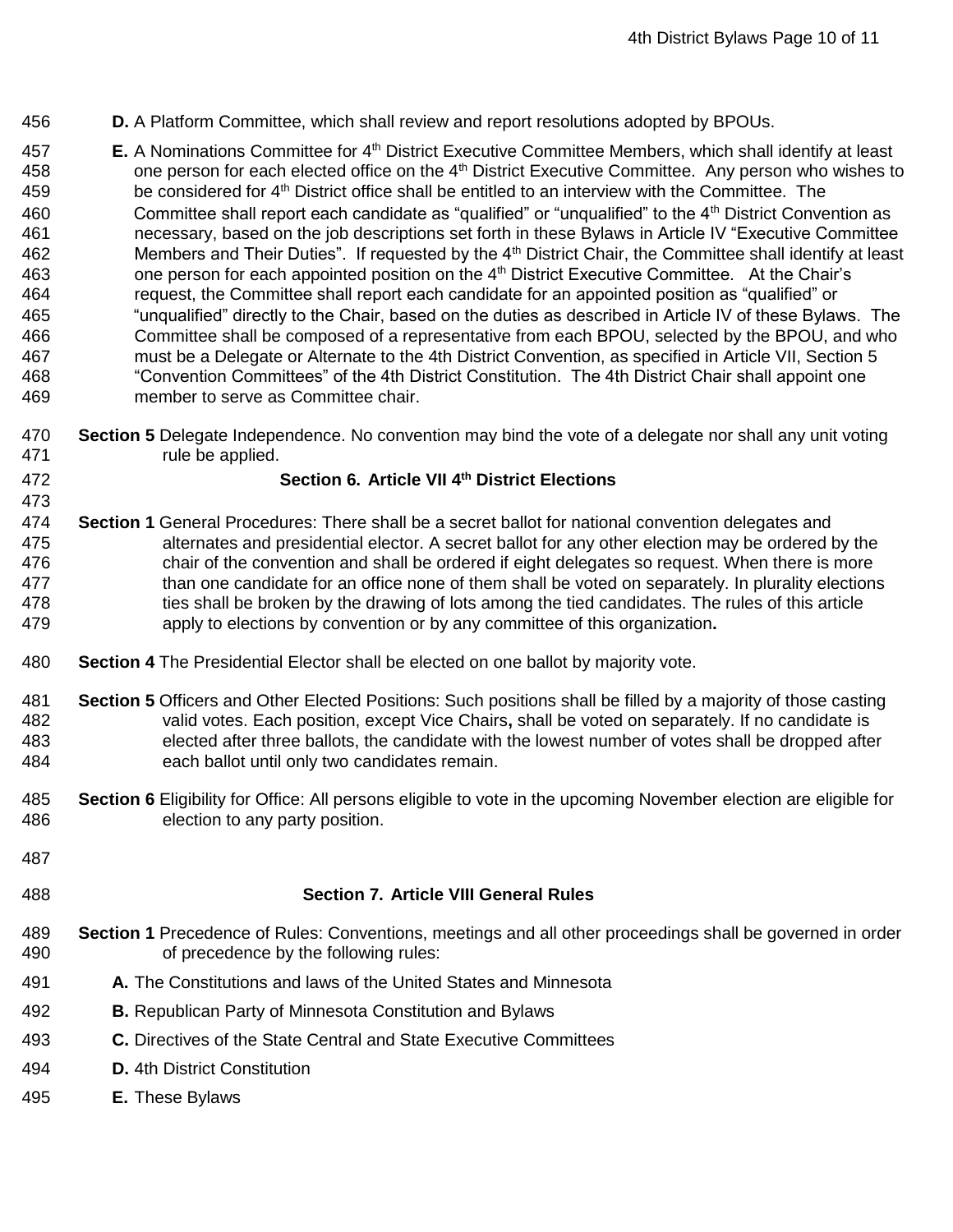**D.** A Platform Committee, which shall review and report resolutions adopted by BPOUs.

**E.** A Nominations Committee for 4th District Executive Committee Members, which shall identify at least one person for each elected office on the 4th District Executive Committee. Any person who wishes to be considered for 4th District office shall be entitled to an interview with the Committee. The Committee shall report each candidate as "qualified" or "unqualified" to the 4th District Convention as necessary, based on the job descriptions set forth in these Bylaws in Article IV "Executive Committee Members and Their Duties". If requested by the 4th District Chair, the Committee shall identify at least one person for each appointed position on the 4th District Executive Committee. At the Chair's request, the Committee shall report each candidate for an appointed position as "qualified" or "unqualified" directly to the Chair, based on the duties as described in Article IV of these Bylaws. The Committee shall be composed of a representative from each BPOU, selected by the BPOU, and who must be a Delegate or Alternate to the 4th District Convention, as specified in Article VII, Section 5 "Convention Committees" of the 4th District Constitution. The 4th District Chair shall appoint one member to serve as Committee chair.

**Section 5** Delegate Independence. No convention may bind the vote of a delegate nor shall any unit voting rule be applied.

## Section 6. Article VII 4th District Elections

**Section 1** General Procedures: There shall be a secret ballot for national convention delegates and alternates and presidential elector. A secret ballot for any other election may be ordered by the chair of the convention and shall be ordered if eight delegates so request. When there is more than one candidate for an office none of them shall be voted on separately. In plurality elections ties shall be broken by the drawing of lots among the tied candidates. The rules of this article apply to elections by convention or by any committee of this organization**.**

**Section 4** The Presidential Elector shall be elected on one ballot by majority vote.

**Section 5** Officers and Other Elected Positions: Such positions shall be filled by a majority of those casting valid votes. Each position, except Vice Chairs**,** shall be voted on separately. If no candidate is elected after three ballots, the candidate with the lowest number of votes shall be dropped after each ballot until only two candidates remain.

**Section 6** Eligibility for Office: All persons eligible to vote in the upcoming November election are eligible for election to any party position.

## Section 7. Article VIII General Rules

**Section 1** Precedence of Rules: Conventions, meetings and all other proceedings shall be governed in order of precedence by the following rules:

**A.** The Constitutions and laws of the United States and Minnesota

**B.** Republican Party of Minnesota Constitution and Bylaws

**C.** Directives of the State Central and State Executive Committees

**D.** 4th District Constitution

**E.** These Bylaws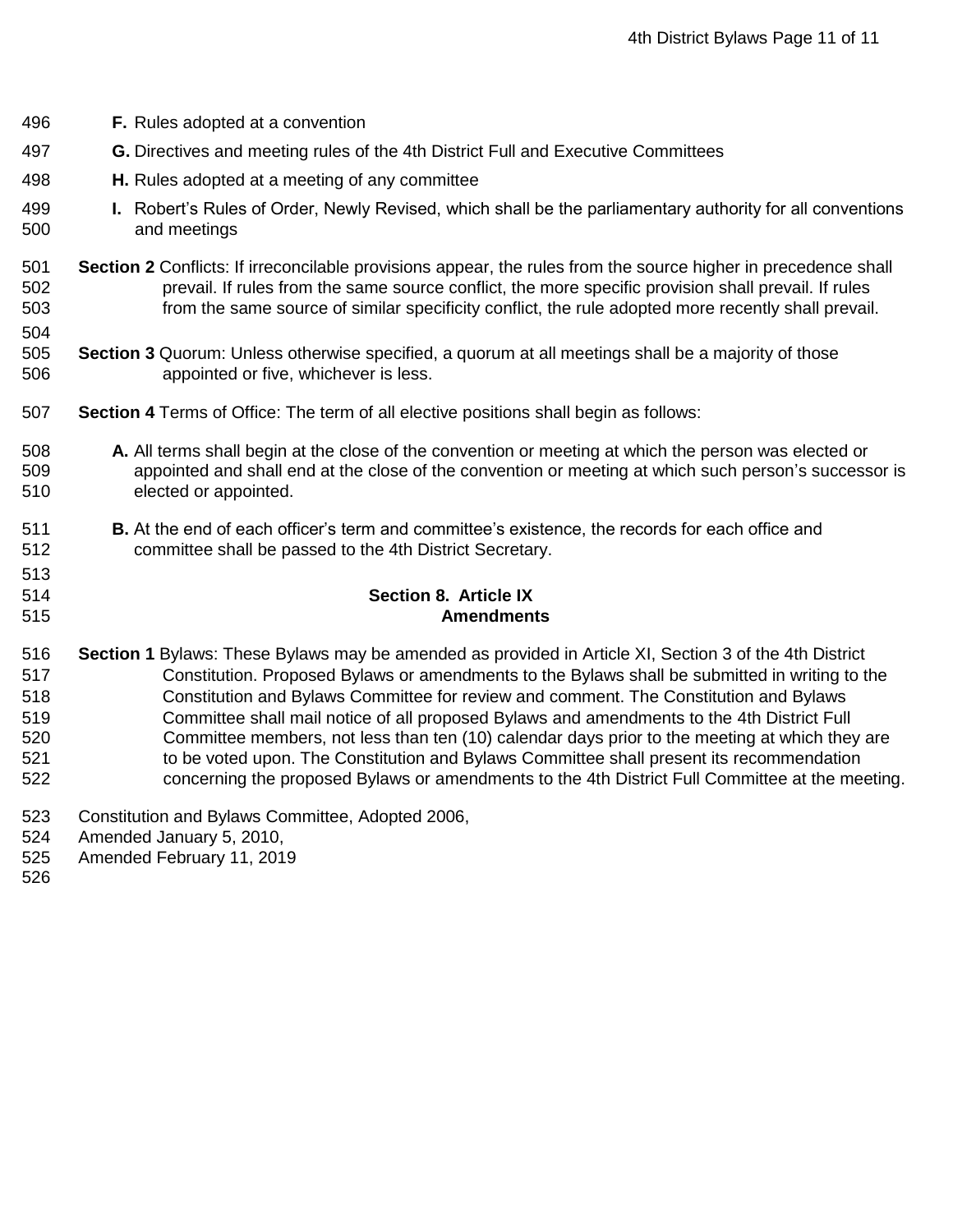**F.** Rules adopted at a convention

**G.** Directives and meeting rules of the 4th District Full and Executive Committees

**H.** Rules adopted at a meeting of any committee

**I.** Robert's Rules of Order, Newly Revised, which shall be the parliamentary authority for all conventions and meetings

**Section 2** Conflicts: If irreconcilable provisions appear, the rules from the source higher in precedence shall prevail. If rules from the same source conflict, the more specific provision shall prevail. If rules from the same source of similar specificity conflict, the rule adopted more recently shall prevail.

**Section 3** Quorum: Unless otherwise specified, a quorum at all meetings shall be a majority of those appointed or five, whichever is less.

**Section 4** Terms of Office: The term of all elective positions shall begin as follows:

**A.** All terms shall begin at the close of the convention or meeting at which the person was elected or appointed and shall end at the close of the convention or meeting at which such person's successor is elected or appointed.

**B.** At the end of each officer's term and committee's existence, the records for each office and committee shall be passed to the 4th District Secretary.

## Section 8. Article IX
## Amendments

**Section 1** Bylaws: These Bylaws may be amended as provided in Article XI, Section 3 of the 4th District Constitution. Proposed Bylaws or amendments to the Bylaws shall be submitted in writing to the Constitution and Bylaws Committee for review and comment. The Constitution and Bylaws Committee shall mail notice of all proposed Bylaws and amendments to the 4th District Full Committee members, not less than ten (10) calendar days prior to the meeting at which they are to be voted upon. The Constitution and Bylaws Committee shall present its recommendation concerning the proposed Bylaws or amendments to the 4th District Full Committee at the meeting.

Constitution and Bylaws Committee, Adopted 2006,
Amended January 5, 2010,
Amended February 11, 2019